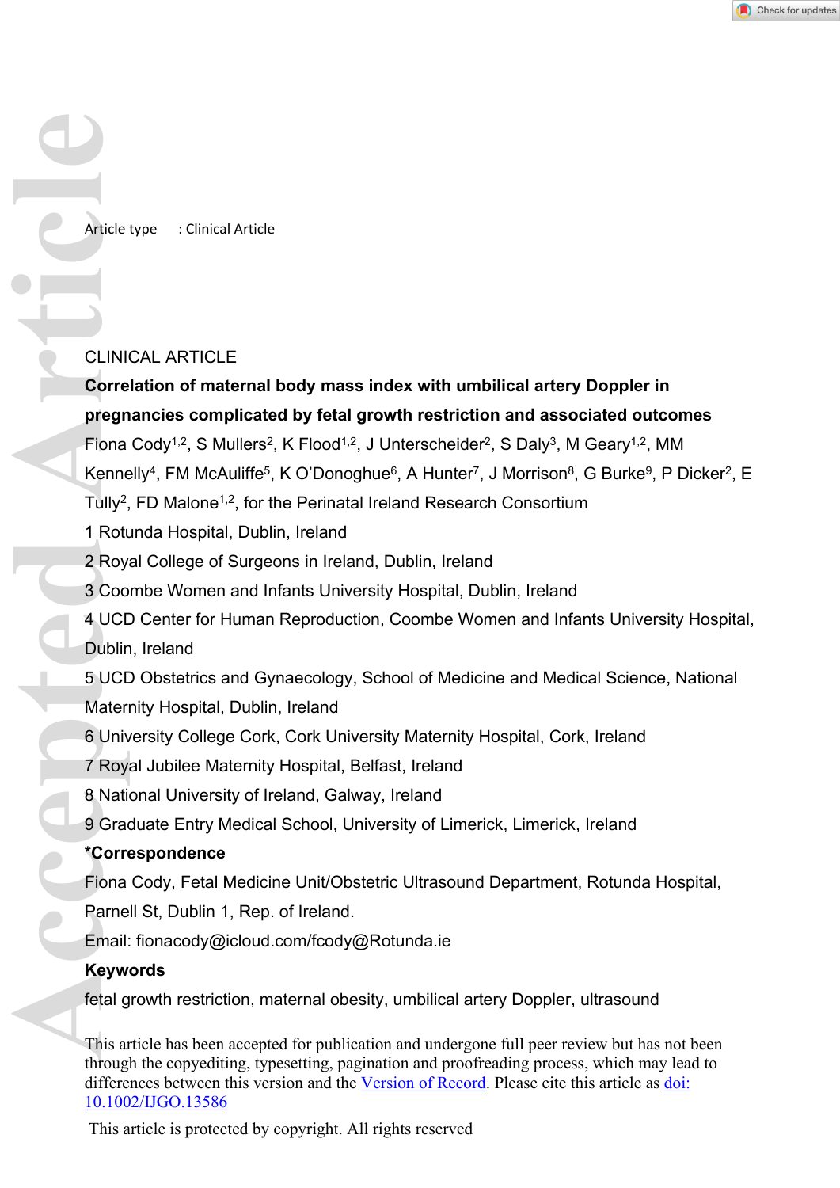Article type : Clinical Article

CLINICAL ARTICLE

# Correlation of maternal body mass index with umbilical artery Doppler in pregnancies complicated by fetal growth restriction and associated outcomes

Fiona Cody[1,2], S Mullers[2], K Flood[1,2], J Unterscheider[2], S Daly[3], M Geary[1,2], MM Kennelly[4], FM McAuliffe[5], K O'Donoghue[6], A Hunter[7], J Morrison[8], G Burke[9], P Dicker[2], E Tully[2], FD Malone[1,2], for the Perinatal Ireland Research Consortium

1 Rotunda Hospital, Dublin, Ireland

2 Royal College of Surgeons in Ireland, Dublin, Ireland

3 Coombe Women and Infants University Hospital, Dublin, Ireland

4 UCD Center for Human Reproduction, Coombe Women and Infants University Hospital, Dublin, Ireland

5 UCD Obstetrics and Gynaecology, School of Medicine and Medical Science, National Maternity Hospital, Dublin, Ireland

6 University College Cork, Cork University Maternity Hospital, Cork, Ireland

7 Royal Jubilee Maternity Hospital, Belfast, Ireland

8 National University of Ireland, Galway, Ireland

9 Graduate Entry Medical School, University of Limerick, Limerick, Ireland

**\*Correspondence**

Fiona Cody, Fetal Medicine Unit/Obstetric Ultrasound Department, Rotunda Hospital, Parnell St, Dublin 1, Rep. of Ireland.

Email: fionacody@icloud.com/fcody@Rotunda.ie

**Keywords**

fetal growth restriction, maternal obesity, umbilical artery Doppler, ultrasound

This article has been accepted for publication and undergone full peer review but has not been through the copyediting, typesetting, pagination and proofreading process, which may lead to differences between this version and the Version of Record. Please cite this article as doi: 10.1002/IJGO.13586

This article is protected by copyright. All rights reserved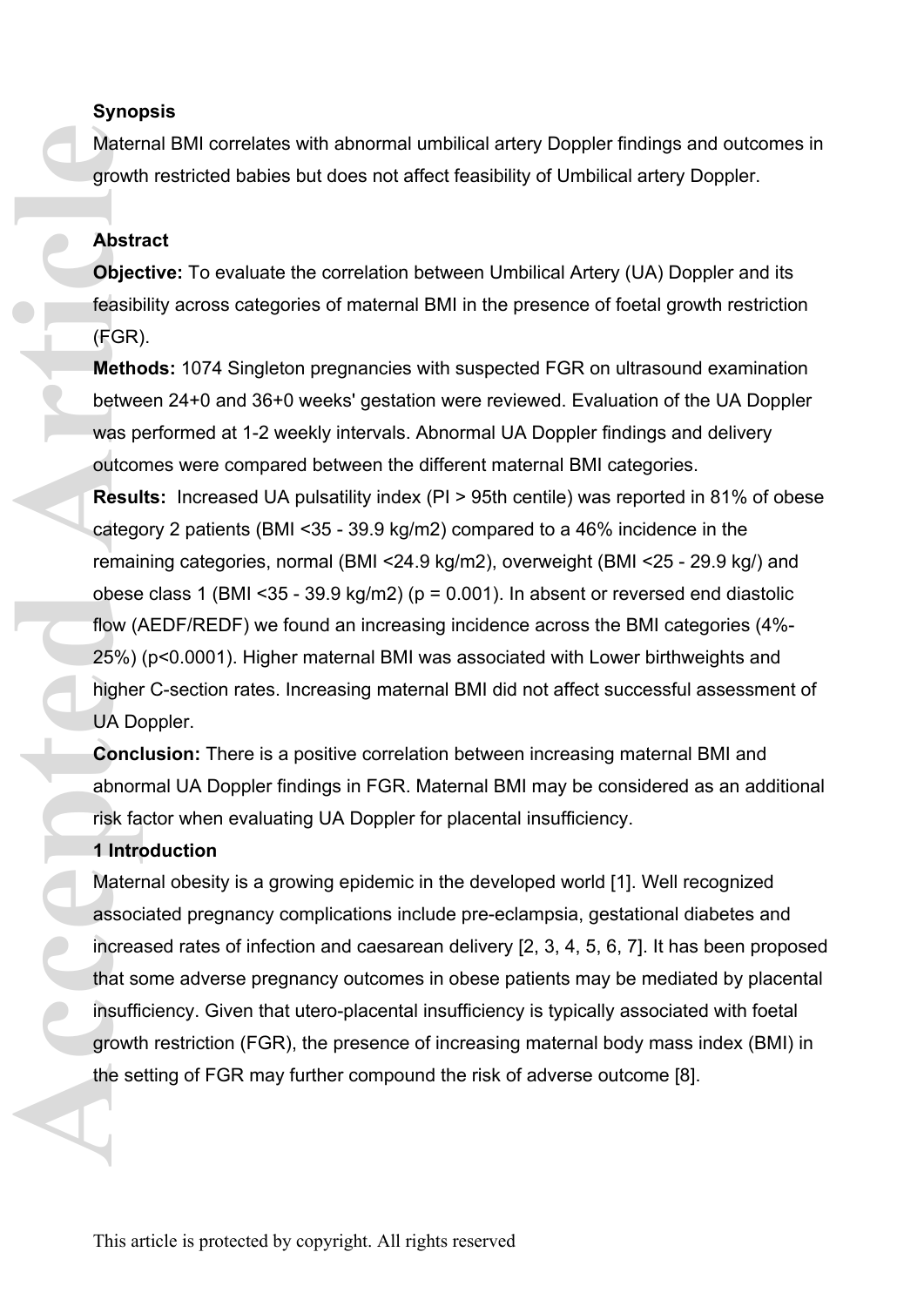**Synopsis**

Maternal BMI correlates with abnormal umbilical artery Doppler findings and outcomes in growth restricted babies but does not affect feasibility of Umbilical artery Doppler.

**Abstract**

**Objective:** To evaluate the correlation between Umbilical Artery (UA) Doppler and its feasibility across categories of maternal BMI in the presence of foetal growth restriction (FGR).

**Methods:** 1074 Singleton pregnancies with suspected FGR on ultrasound examination between 24+0 and 36+0 weeks' gestation were reviewed. Evaluation of the UA Doppler was performed at 1-2 weekly intervals. Abnormal UA Doppler findings and delivery outcomes were compared between the different maternal BMI categories.

**Results:** Increased UA pulsatility index (PI > 95th centile) was reported in 81% of obese category 2 patients (BMI <35 - 39.9 kg/m2) compared to a 46% incidence in the remaining categories, normal (BMI <24.9 kg/m2), overweight (BMI <25 - 29.9 kg/) and obese class 1 (BMI <35 - 39.9 kg/m2) (p = 0.001). In absent or reversed end diastolic flow (AEDF/REDF) we found an increasing incidence across the BMI categories (4%-25%) (p<0.0001). Higher maternal BMI was associated with Lower birthweights and higher C-section rates. Increasing maternal BMI did not affect successful assessment of UA Doppler.

**Conclusion:** There is a positive correlation between increasing maternal BMI and abnormal UA Doppler findings in FGR. Maternal BMI may be considered as an additional risk factor when evaluating UA Doppler for placental insufficiency.

## 1 Introduction

Maternal obesity is a growing epidemic in the developed world [1]. Well recognized associated pregnancy complications include pre-eclampsia, gestational diabetes and increased rates of infection and caesarean delivery [2, 3, 4, 5, 6, 7]. It has been proposed that some adverse pregnancy outcomes in obese patients may be mediated by placental insufficiency. Given that utero-placental insufficiency is typically associated with foetal growth restriction (FGR), the presence of increasing maternal body mass index (BMI) in the setting of FGR may further compound the risk of adverse outcome [8].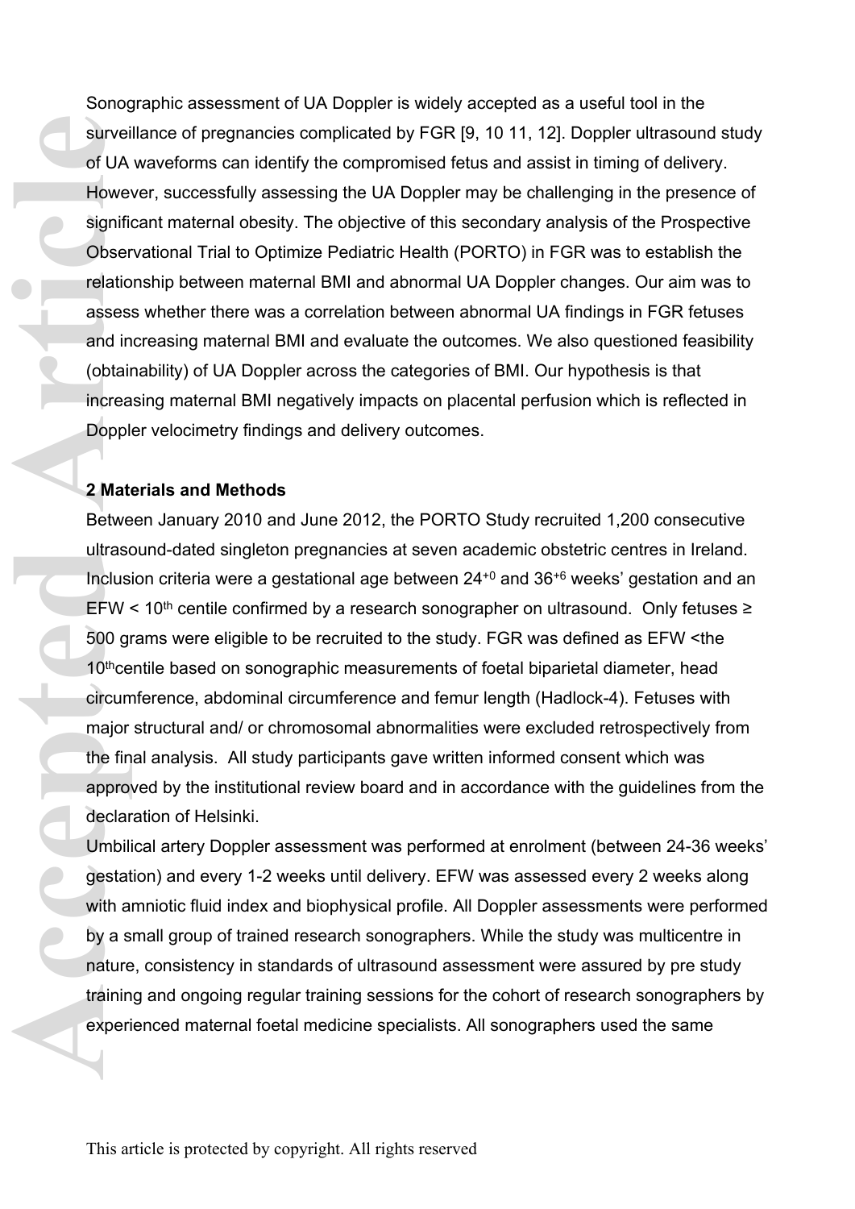Sonographic assessment of UA Doppler is widely accepted as a useful tool in the surveillance of pregnancies complicated by FGR [9, 10 11, 12]. Doppler ultrasound study of UA waveforms can identify the compromised fetus and assist in timing of delivery. However, successfully assessing the UA Doppler may be challenging in the presence of significant maternal obesity. The objective of this secondary analysis of the Prospective Observational Trial to Optimize Pediatric Health (PORTO) in FGR was to establish the relationship between maternal BMI and abnormal UA Doppler changes. Our aim was to assess whether there was a correlation between abnormal UA findings in FGR fetuses and increasing maternal BMI and evaluate the outcomes. We also questioned feasibility (obtainability) of UA Doppler across the categories of BMI. Our hypothesis is that increasing maternal BMI negatively impacts on placental perfusion which is reflected in Doppler velocimetry findings and delivery outcomes.

## 2 Materials and Methods

Between January 2010 and June 2012, the PORTO Study recruited 1,200 consecutive ultrasound-dated singleton pregnancies at seven academic obstetric centres in Ireland. Inclusion criteria were a gestational age between $24^{+0}$ and $36^{+6}$ weeks' gestation and an EFW < $10^{th}$ centile confirmed by a research sonographer on ultrasound. Only fetuses ≥ 500 grams were eligible to be recruited to the study. FGR was defined as EFW <the $10^{th}$centile based on sonographic measurements of foetal biparietal diameter, head circumference, abdominal circumference and femur length (Hadlock-4). Fetuses with major structural and/ or chromosomal abnormalities were excluded retrospectively from the final analysis. All study participants gave written informed consent which was approved by the institutional review board and in accordance with the guidelines from the declaration of Helsinki.

Umbilical artery Doppler assessment was performed at enrolment (between 24-36 weeks' gestation) and every 1-2 weeks until delivery. EFW was assessed every 2 weeks along with amniotic fluid index and biophysical profile. All Doppler assessments were performed by a small group of trained research sonographers. While the study was multicentre in nature, consistency in standards of ultrasound assessment were assured by pre study training and ongoing regular training sessions for the cohort of research sonographers by experienced maternal foetal medicine specialists. All sonographers used the same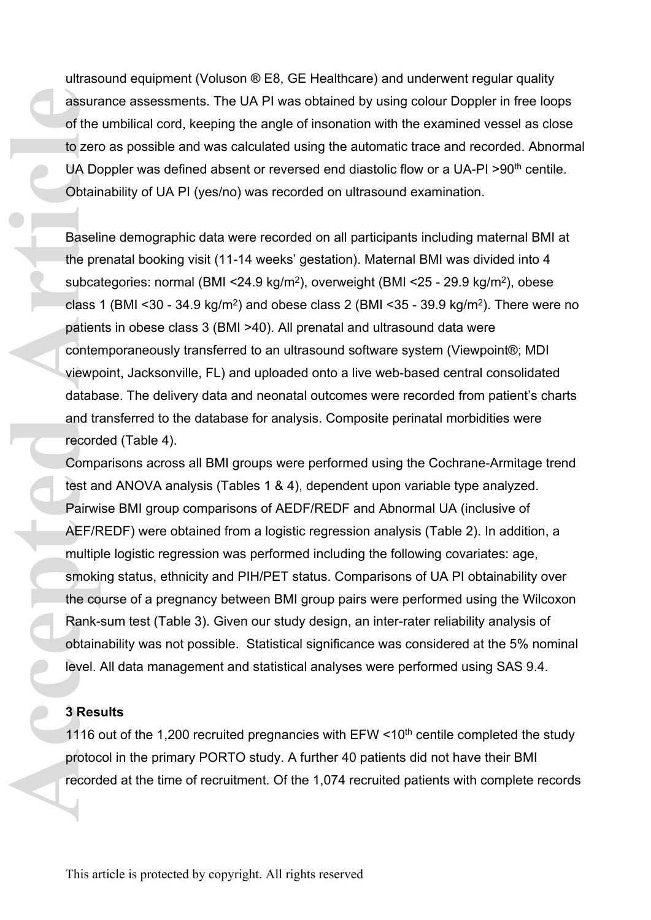ultrasound equipment (Voluson ® E8, GE Healthcare) and underwent regular quality assurance assessments. The UA PI was obtained by using colour Doppler in free loops of the umbilical cord, keeping the angle of insonation with the examined vessel as close to zero as possible and was calculated using the automatic trace and recorded. Abnormal UA Doppler was defined absent or reversed end diastolic flow or a UA-PI >90th centile. Obtainability of UA PI (yes/no) was recorded on ultrasound examination.

Baseline demographic data were recorded on all participants including maternal BMI at the prenatal booking visit (11-14 weeks' gestation). Maternal BMI was divided into 4 subcategories: normal (BMI <24.9 kg/m$^2$), overweight (BMI <25 - 29.9 kg/m$^2$), obese class 1 (BMI <30 - 34.9 kg/m$^2$) and obese class 2 (BMI <35 - 39.9 kg/m$^2$). There were no patients in obese class 3 (BMI >40). All prenatal and ultrasound data were contemporaneously transferred to an ultrasound software system (Viewpoint®; MDI viewpoint, Jacksonville, FL) and uploaded onto a live web-based central consolidated database. The delivery data and neonatal outcomes were recorded from patient's charts and transferred to the database for analysis. Composite perinatal morbidities were recorded (Table 4).

Comparisons across all BMI groups were performed using the Cochrane-Armitage trend test and ANOVA analysis (Tables 1 & 4), dependent upon variable type analyzed. Pairwise BMI group comparisons of AEDF/REDF and Abnormal UA (inclusive of AEF/REDF) were obtained from a logistic regression analysis (Table 2). In addition, a multiple logistic regression was performed including the following covariates: age, smoking status, ethnicity and PIH/PET status. Comparisons of UA PI obtainability over the course of a pregnancy between BMI group pairs were performed using the Wilcoxon Rank-sum test (Table 3). Given our study design, an inter-rater reliability analysis of obtainability was not possible. Statistical significance was considered at the 5% nominal level. All data management and statistical analyses were performed using SAS 9.4.

## 3 Results

1116 out of the 1,200 recruited pregnancies with EFW <10th centile completed the study protocol in the primary PORTO study. A further 40 patients did not have their BMI recorded at the time of recruitment. Of the 1,074 recruited patients with complete records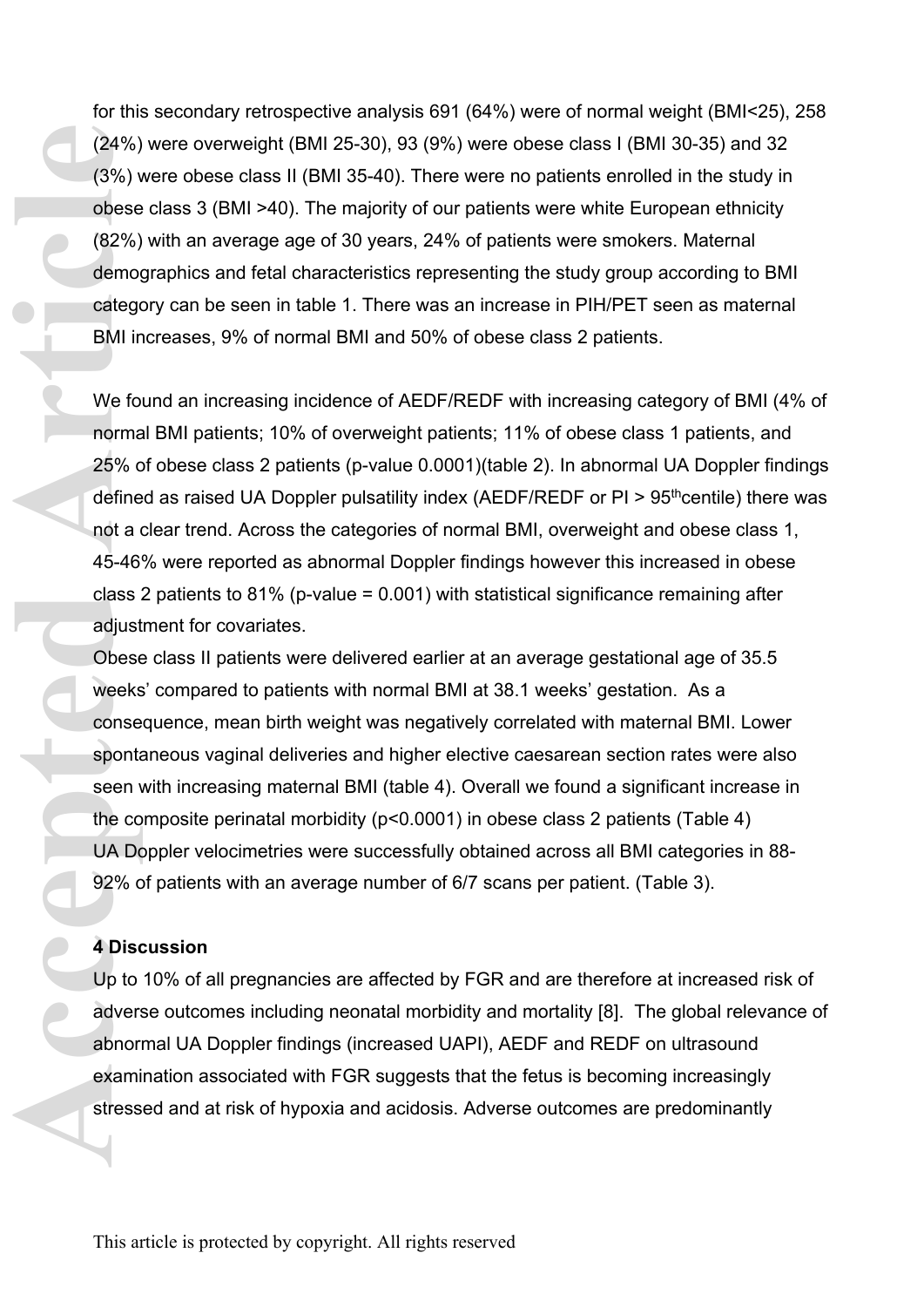for this secondary retrospective analysis 691 (64%) were of normal weight (BMI<25), 258 (24%) were overweight (BMI 25-30), 93 (9%) were obese class I (BMI 30-35) and 32 (3%) were obese class II (BMI 35-40). There were no patients enrolled in the study in obese class 3 (BMI >40). The majority of our patients were white European ethnicity (82%) with an average age of 30 years, 24% of patients were smokers. Maternal demographics and fetal characteristics representing the study group according to BMI category can be seen in table 1. There was an increase in PIH/PET seen as maternal BMI increases, 9% of normal BMI and 50% of obese class 2 patients.

We found an increasing incidence of AEDF/REDF with increasing category of BMI (4% of normal BMI patients; 10% of overweight patients; 11% of obese class 1 patients, and 25% of obese class 2 patients (p-value 0.0001)(table 2). In abnormal UA Doppler findings defined as raised UA Doppler pulsatility index (AEDF/REDF or PI > 95$^{th}$centile) there was not a clear trend. Across the categories of normal BMI, overweight and obese class 1, 45-46% were reported as abnormal Doppler findings however this increased in obese class 2 patients to 81% (p-value = 0.001) with statistical significance remaining after adjustment for covariates.

Obese class II patients were delivered earlier at an average gestational age of 35.5 weeks' compared to patients with normal BMI at 38.1 weeks' gestation. As a consequence, mean birth weight was negatively correlated with maternal BMI. Lower spontaneous vaginal deliveries and higher elective caesarean section rates were also seen with increasing maternal BMI (table 4). Overall we found a significant increase in the composite perinatal morbidity (p<0.0001) in obese class 2 patients (Table 4)

UA Doppler velocimetries were successfully obtained across all BMI categories in 88-92% of patients with an average number of 6/7 scans per patient. (Table 3).

## 4 Discussion

Up to 10% of all pregnancies are affected by FGR and are therefore at increased risk of adverse outcomes including neonatal morbidity and mortality [8]. The global relevance of abnormal UA Doppler findings (increased UAPI), AEDF and REDF on ultrasound examination associated with FGR suggests that the fetus is becoming increasingly stressed and at risk of hypoxia and acidosis. Adverse outcomes are predominantly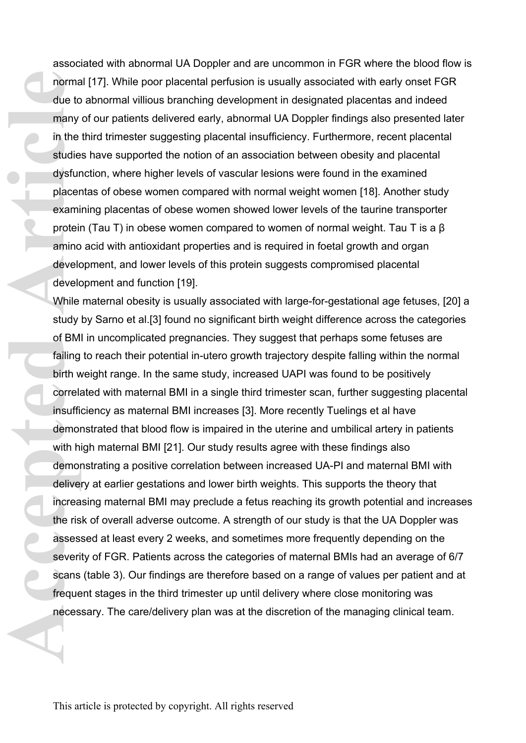associated with abnormal UA Doppler and are uncommon in FGR where the blood flow is normal [17]. While poor placental perfusion is usually associated with early onset FGR due to abnormal villious branching development in designated placentas and indeed many of our patients delivered early, abnormal UA Doppler findings also presented later in the third trimester suggesting placental insufficiency. Furthermore, recent placental studies have supported the notion of an association between obesity and placental dysfunction, where higher levels of vascular lesions were found in the examined placentas of obese women compared with normal weight women [18]. Another study examining placentas of obese women showed lower levels of the taurine transporter protein (Tau T) in obese women compared to women of normal weight. Tau T is a β amino acid with antioxidant properties and is required in foetal growth and organ development, and lower levels of this protein suggests compromised placental development and function [19].

While maternal obesity is usually associated with large-for-gestational age fetuses, [20] a study by Sarno et al.[3] found no significant birth weight difference across the categories of BMI in uncomplicated pregnancies. They suggest that perhaps some fetuses are failing to reach their potential in-utero growth trajectory despite falling within the normal birth weight range. In the same study, increased UAPI was found to be positively correlated with maternal BMI in a single third trimester scan, further suggesting placental insufficiency as maternal BMI increases [3]. More recently Tuelings et al have demonstrated that blood flow is impaired in the uterine and umbilical artery in patients with high maternal BMI [21]. Our study results agree with these findings also demonstrating a positive correlation between increased UA-PI and maternal BMI with delivery at earlier gestations and lower birth weights. This supports the theory that increasing maternal BMI may preclude a fetus reaching its growth potential and increases the risk of overall adverse outcome. A strength of our study is that the UA Doppler was assessed at least every 2 weeks, and sometimes more frequently depending on the severity of FGR. Patients across the categories of maternal BMIs had an average of 6/7 scans (table 3). Our findings are therefore based on a range of values per patient and at frequent stages in the third trimester up until delivery where close monitoring was necessary. The care/delivery plan was at the discretion of the managing clinical team.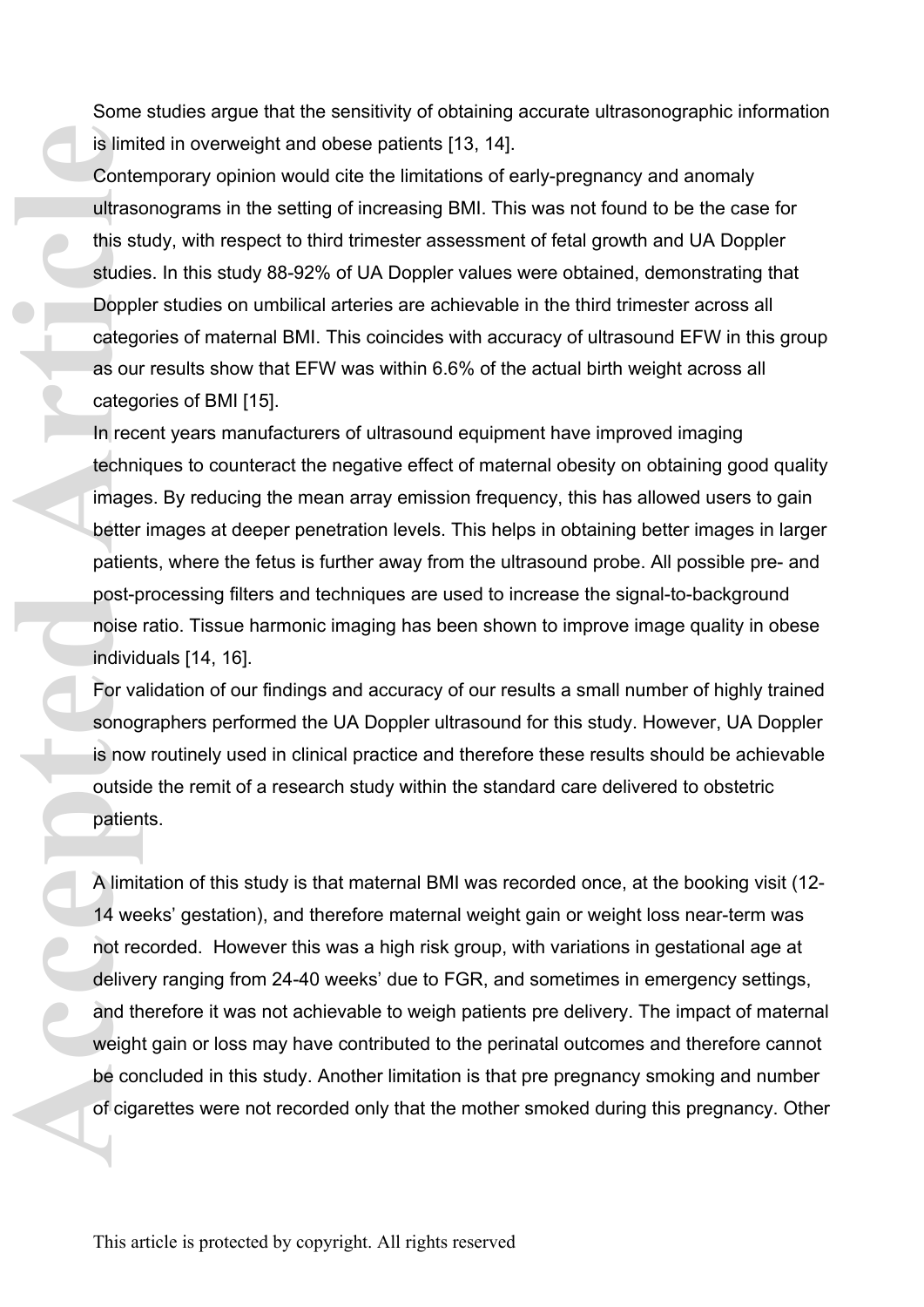Some studies argue that the sensitivity of obtaining accurate ultrasonographic information is limited in overweight and obese patients [13, 14].

Contemporary opinion would cite the limitations of early-pregnancy and anomaly ultrasonograms in the setting of increasing BMI. This was not found to be the case for this study, with respect to third trimester assessment of fetal growth and UA Doppler studies. In this study 88-92% of UA Doppler values were obtained, demonstrating that Doppler studies on umbilical arteries are achievable in the third trimester across all categories of maternal BMI. This coincides with accuracy of ultrasound EFW in this group as our results show that EFW was within 6.6% of the actual birth weight across all categories of BMI [15].

In recent years manufacturers of ultrasound equipment have improved imaging techniques to counteract the negative effect of maternal obesity on obtaining good quality images. By reducing the mean array emission frequency, this has allowed users to gain better images at deeper penetration levels. This helps in obtaining better images in larger patients, where the fetus is further away from the ultrasound probe. All possible pre- and post-processing filters and techniques are used to increase the signal-to-background noise ratio. Tissue harmonic imaging has been shown to improve image quality in obese individuals [14, 16].

For validation of our findings and accuracy of our results a small number of highly trained sonographers performed the UA Doppler ultrasound for this study. However, UA Doppler is now routinely used in clinical practice and therefore these results should be achievable outside the remit of a research study within the standard care delivered to obstetric patients.

A limitation of this study is that maternal BMI was recorded once, at the booking visit (12-14 weeks' gestation), and therefore maternal weight gain or weight loss near-term was not recorded. However this was a high risk group, with variations in gestational age at delivery ranging from 24-40 weeks' due to FGR, and sometimes in emergency settings, and therefore it was not achievable to weigh patients pre delivery. The impact of maternal weight gain or loss may have contributed to the perinatal outcomes and therefore cannot be concluded in this study. Another limitation is that pre pregnancy smoking and number of cigarettes were not recorded only that the mother smoked during this pregnancy. Other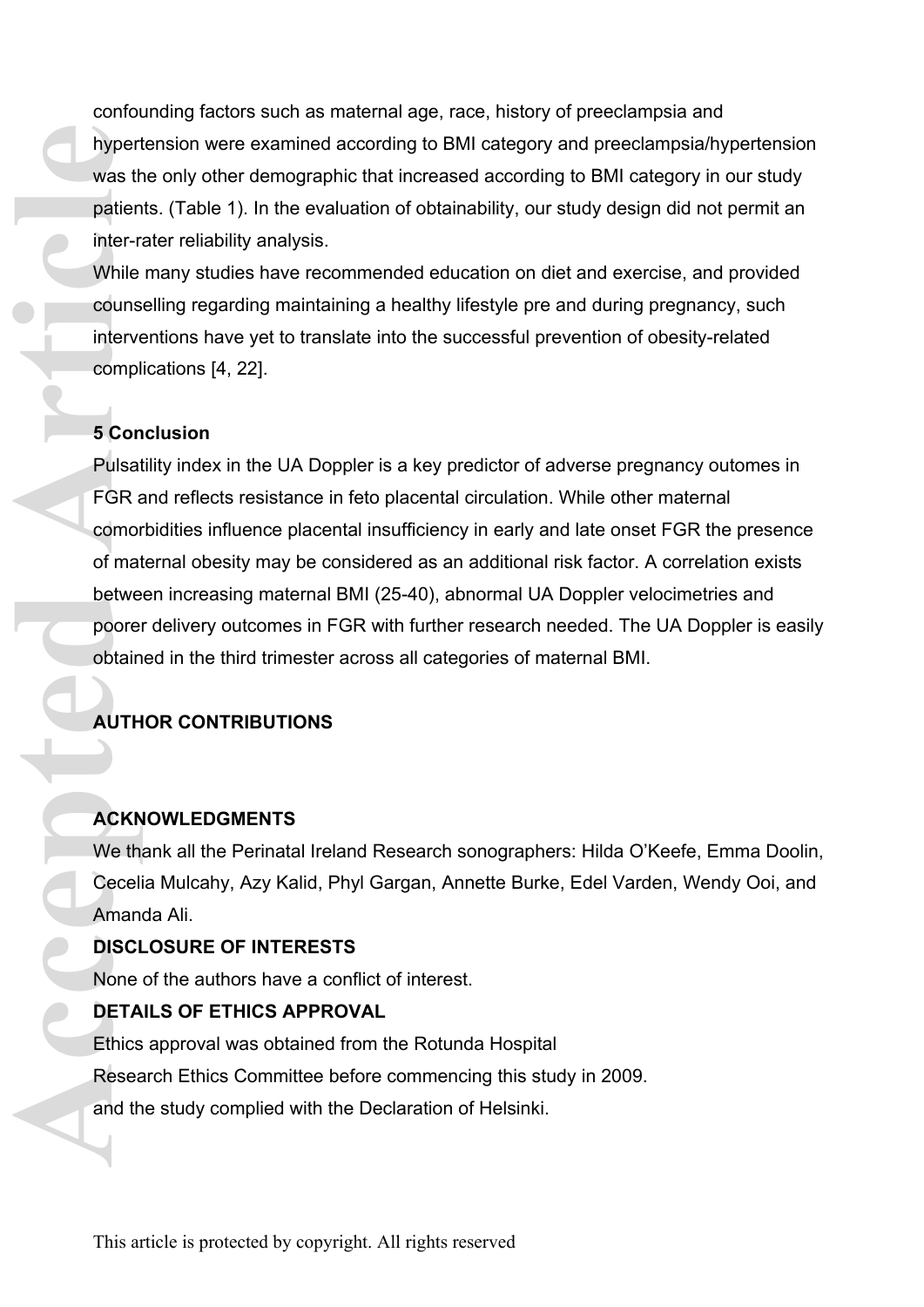confounding factors such as maternal age, race, history of preeclampsia and hypertension were examined according to BMI category and preeclampsia/hypertension was the only other demographic that increased according to BMI category in our study patients. (Table 1). In the evaluation of obtainability, our study design did not permit an inter-rater reliability analysis.

While many studies have recommended education on diet and exercise, and provided counselling regarding maintaining a healthy lifestyle pre and during pregnancy, such interventions have yet to translate into the successful prevention of obesity-related complications [4, 22].

## 5 Conclusion

Pulsatility index in the UA Doppler is a key predictor of adverse pregnancy outomes in FGR and reflects resistance in feto placental circulation. While other maternal comorbidities influence placental insufficiency in early and late onset FGR the presence of maternal obesity may be considered as an additional risk factor. A correlation exists between increasing maternal BMI (25-40), abnormal UA Doppler velocimetries and poorer delivery outcomes in FGR with further research needed. The UA Doppler is easily obtained in the third trimester across all categories of maternal BMI.

## AUTHOR CONTRIBUTIONS

## ACKNOWLEDGMENTS

We thank all the Perinatal Ireland Research sonographers: Hilda O'Keefe, Emma Doolin, Cecelia Mulcahy, Azy Kalid, Phyl Gargan, Annette Burke, Edel Varden, Wendy Ooi, and Amanda Ali.

## DISCLOSURE OF INTERESTS

None of the authors have a conflict of interest.

## DETAILS OF ETHICS APPROVAL

Ethics approval was obtained from the Rotunda Hospital
Research Ethics Committee before commencing this study in 2009.
and the study complied with the Declaration of Helsinki.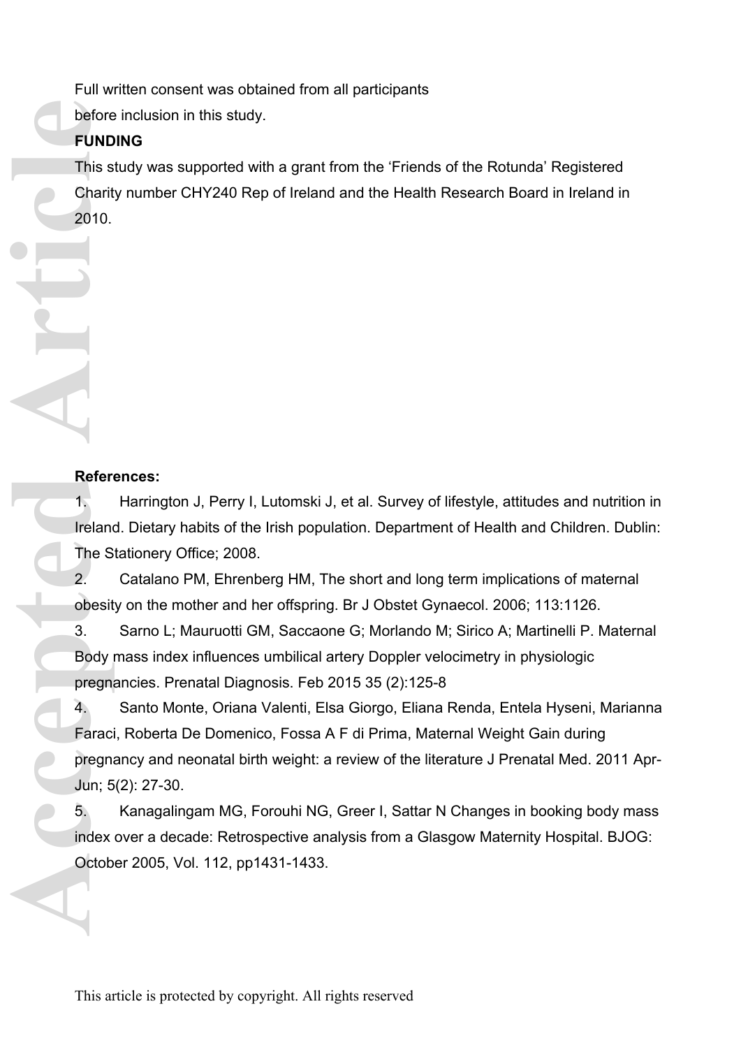Full written consent was obtained from all participants before inclusion in this study.

**FUNDING**

This study was supported with a grant from the 'Friends of the Rotunda' Registered Charity number CHY240 Rep of Ireland and the Health Research Board in Ireland in 2010.

**References:**

1. Harrington J, Perry I, Lutomski J, et al. Survey of lifestyle, attitudes and nutrition in Ireland. Dietary habits of the Irish population. Department of Health and Children. Dublin: The Stationery Office; 2008.

2. Catalano PM, Ehrenberg HM, The short and long term implications of maternal obesity on the mother and her offspring. Br J Obstet Gynaecol. 2006; 113:1126.

3. Sarno L; Mauruotti GM, Saccaone G; Morlando M; Sirico A; Martinelli P. Maternal Body mass index influences umbilical artery Doppler velocimetry in physiologic pregnancies. Prenatal Diagnosis. Feb 2015 35 (2):125-8

4. Santo Monte, Oriana Valenti, Elsa Giorgo, Eliana Renda, Entela Hyseni, Marianna Faraci, Roberta De Domenico, Fossa A F di Prima, Maternal Weight Gain during pregnancy and neonatal birth weight: a review of the literature J Prenatal Med. 2011 Apr-Jun; 5(2): 27-30.

5. Kanagalingam MG, Forouhi NG, Greer I, Sattar N Changes in booking body mass index over a decade: Retrospective analysis from a Glasgow Maternity Hospital. BJOG: October 2005, Vol. 112, pp1431-1433.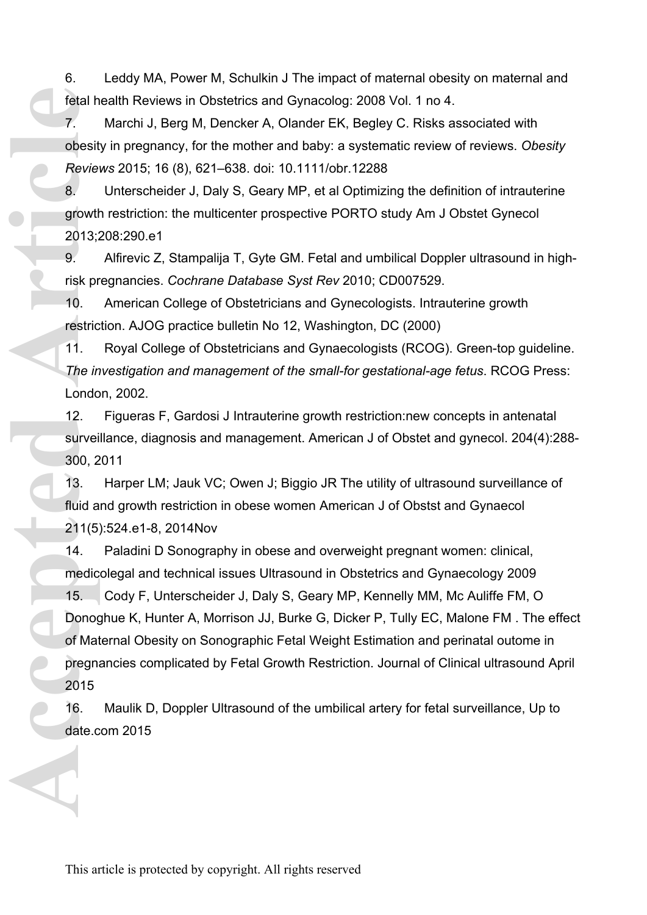6. Leddy MA, Power M, Schulkin J The impact of maternal obesity on maternal and fetal health Reviews in Obstetrics and Gynacolog: 2008 Vol. 1 no 4.

7. Marchi J, Berg M, Dencker A, Olander EK, Begley C. Risks associated with obesity in pregnancy, for the mother and baby: a systematic review of reviews. *Obesity Reviews* 2015; 16 (8), 621–638. doi: 10.1111/obr.12288

8. Unterscheider J, Daly S, Geary MP, et al Optimizing the definition of intrauterine growth restriction: the multicenter prospective PORTO study Am J Obstet Gynecol 2013;208:290.e1

9. Alfirevic Z, Stampalija T, Gyte GM. Fetal and umbilical Doppler ultrasound in high-risk pregnancies. *Cochrane Database Syst Rev* 2010; CD007529.

10. American College of Obstetricians and Gynecologists. Intrauterine growth restriction. AJOG practice bulletin No 12, Washington, DC (2000)

11. Royal College of Obstetricians and Gynaecologists (RCOG). Green-top guideline. *The investigation and management of the small-for gestational-age fetus*. RCOG Press: London, 2002.

12. Figueras F, Gardosi J Intrauterine growth restriction:new concepts in antenatal surveillance, diagnosis and management. American J of Obstet and gynecol. 204(4):288-300, 2011

13. Harper LM; Jauk VC; Owen J; Biggio JR The utility of ultrasound surveillance of fluid and growth restriction in obese women American J of Obstst and Gynaecol 211(5):524.e1-8, 2014Nov

14. Paladini D Sonography in obese and overweight pregnant women: clinical, medicolegal and technical issues Ultrasound in Obstetrics and Gynaecology 2009

15. Cody F, Unterscheider J, Daly S, Geary MP, Kennelly MM, Mc Auliffe FM, O Donoghue K, Hunter A, Morrison JJ, Burke G, Dicker P, Tully EC, Malone FM . The effect of Maternal Obesity on Sonographic Fetal Weight Estimation and perinatal outome in pregnancies complicated by Fetal Growth Restriction. Journal of Clinical ultrasound April 2015

16. Maulik D, Doppler Ultrasound of the umbilical artery for fetal surveillance, Up to date.com 2015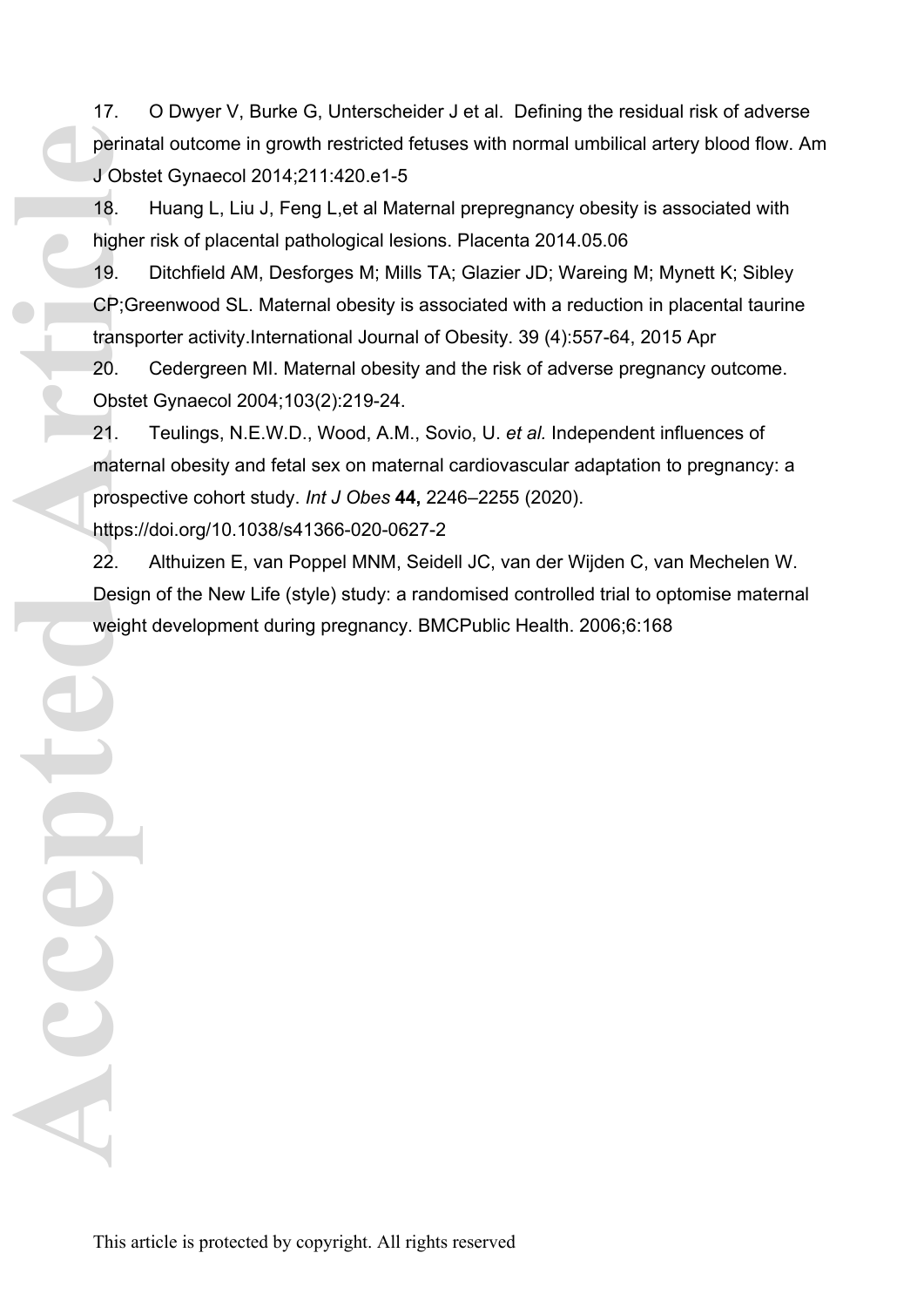17. O Dwyer V, Burke G, Unterscheider J et al. Defining the residual risk of adverse perinatal outcome in growth restricted fetuses with normal umbilical artery blood flow. Am J Obstet Gynaecol 2014;211:420.e1-5

18. Huang L, Liu J, Feng L,et al Maternal prepregnancy obesity is associated with higher risk of placental pathological lesions. Placenta 2014.05.06

19. Ditchfield AM, Desforges M; Mills TA; Glazier JD; Wareing M; Mynett K; Sibley CP;Greenwood SL. Maternal obesity is associated with a reduction in placental taurine transporter activity.International Journal of Obesity. 39 (4):557-64, 2015 Apr

20. Cedergreen MI. Maternal obesity and the risk of adverse pregnancy outcome. Obstet Gynaecol 2004;103(2):219-24.

21. Teulings, N.E.W.D., Wood, A.M., Sovio, U. *et al.* Independent influences of maternal obesity and fetal sex on maternal cardiovascular adaptation to pregnancy: a prospective cohort study. *Int J Obes* **44,** 2246–2255 (2020). https://doi.org/10.1038/s41366-020-0627-2

22. Althuizen E, van Poppel MNM, Seidell JC, van der Wijden C, van Mechelen W. Design of the New Life (style) study: a randomised controlled trial to optomise maternal weight development during pregnancy. BMCPublic Health. 2006;6:168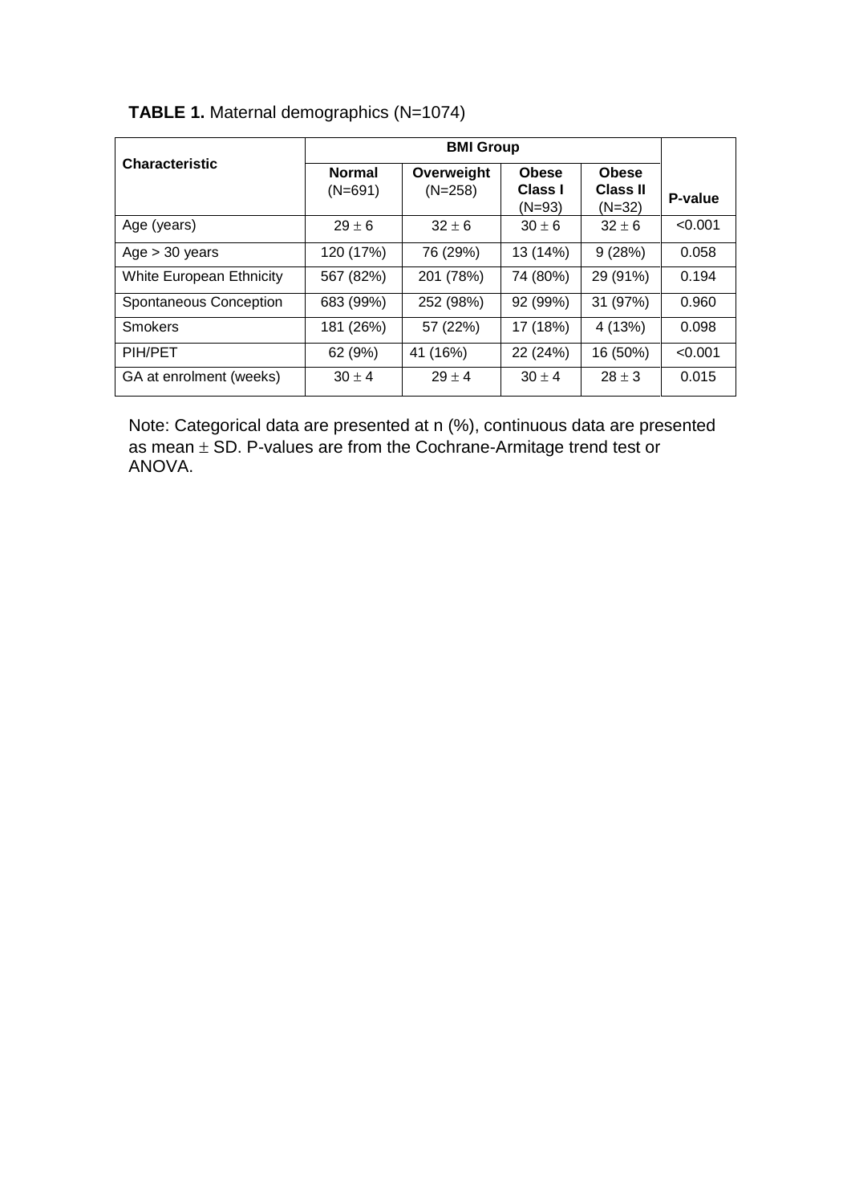**TABLE 1.** Maternal demographics (N=1074)

| Characteristic | BMI Group | | | | P-value |
|---|---|---|---|---|---|
| | **Normal** (N=691) | **Overweight** (N=258) | **Obese Class I** (N=93) | **Obese Class II** (N=32) | |
| Age (years) | 29 ± 6 | 32 ± 6 | 30 ± 6 | 32 ± 6 | <0.001 |
| Age > 30 years | 120 (17%) | 76 (29%) | 13 (14%) | 9 (28%) | 0.058 |
| White European Ethnicity | 567 (82%) | 201 (78%) | 74 (80%) | 29 (91%) | 0.194 |
| Spontaneous Conception | 683 (99%) | 252 (98%) | 92 (99%) | 31 (97%) | 0.960 |
| Smokers | 181 (26%) | 57 (22%) | 17 (18%) | 4 (13%) | 0.098 |
| PIH/PET | 62 (9%) | 41 (16%) | 22 (24%) | 16 (50%) | <0.001 |
| GA at enrolment (weeks) | 30 ± 4 | 29 ± 4 | 30 ± 4 | 28 ± 3 | 0.015 |

Note: Categorical data are presented at n (%), continuous data are presented as mean ± SD. P-values are from the Cochrane-Armitage trend test or ANOVA.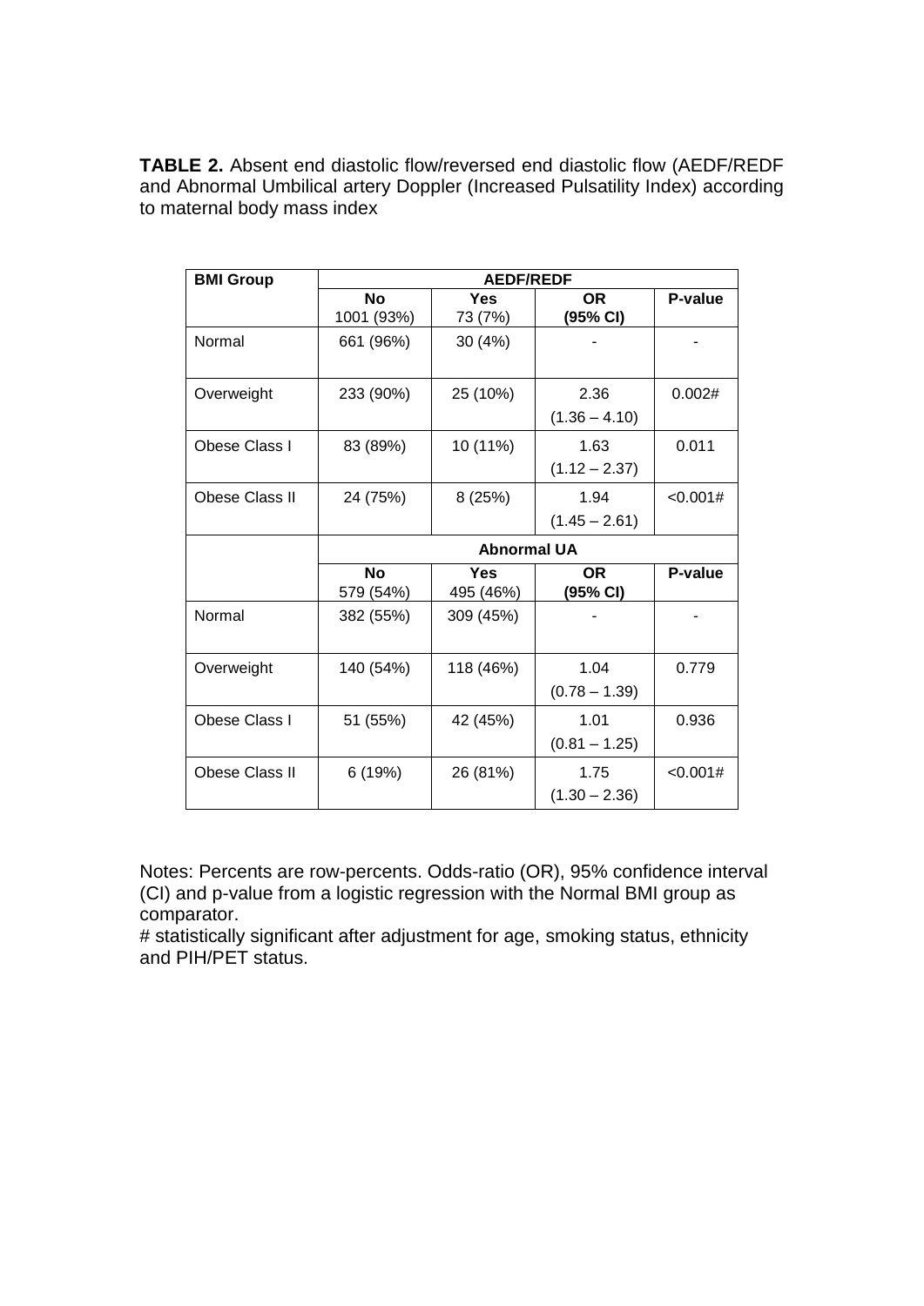**TABLE 2.** Absent end diastolic flow/reversed end diastolic flow (AEDF/REDF and Abnormal Umbilical artery Doppler (Increased Pulsatility Index) according to maternal body mass index

| BMI Group | AEDF/REDF | | | |
|---|---|---|---|---|
| | **No** 1001 (93%) | **Yes** 73 (7%) | **OR (95% CI)** | **P-value** |
| Normal | 661 (96%) | 30 (4%) | - | - |
| Overweight | 233 (90%) | 25 (10%) | 2.36 (1.36 – 4.10) | 0.002# |
| Obese Class I | 83 (89%) | 10 (11%) | 1.63 (1.12 – 2.37) | 0.011 |
| Obese Class II | 24 (75%) | 8 (25%) | 1.94 (1.45 – 2.61) | <0.001# |
| | **Abnormal UA** | | | |
| | **No** 579 (54%) | **Yes** 495 (46%) | **OR (95% CI)** | **P-value** |
| Normal | 382 (55%) | 309 (45%) | - | - |
| Overweight | 140 (54%) | 118 (46%) | 1.04 (0.78 – 1.39) | 0.779 |
| Obese Class I | 51 (55%) | 42 (45%) | 1.01 (0.81 – 1.25) | 0.936 |
| Obese Class II | 6 (19%) | 26 (81%) | 1.75 (1.30 – 2.36) | <0.001# |

Notes: Percents are row-percents. Odds-ratio (OR), 95% confidence interval (CI) and p-value from a logistic regression with the Normal BMI group as comparator.

# statistically significant after adjustment for age, smoking status, ethnicity and PIH/PET status.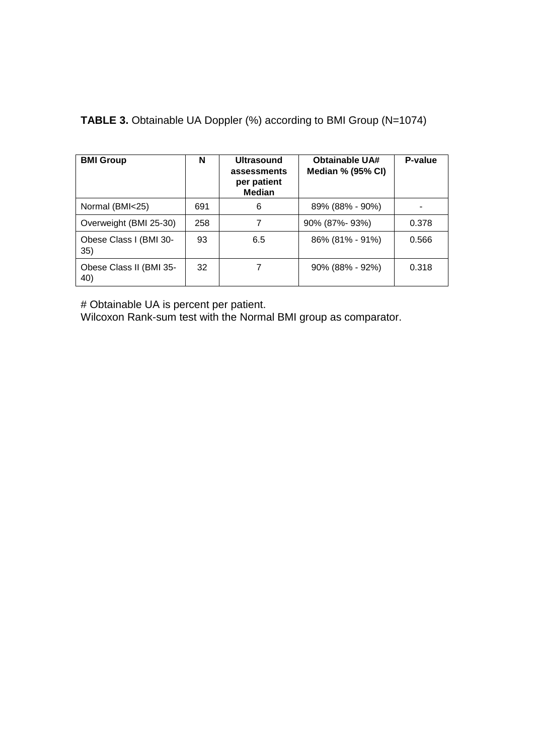**TABLE 3.** Obtainable UA Doppler (%) according to BMI Group (N=1074)

| BMI Group | N | Ultrasound assessments per patient Median | Obtainable UA# Median % (95% CI) | P-value |
|---|---|---|---|---|
| Normal (BMI<25) | 691 | 6 | 89% (88% - 90%) | - |
| Overweight (BMI 25-30) | 258 | 7 | 90% (87%- 93%) | 0.378 |
| Obese Class I (BMI 30-35) | 93 | 6.5 | 86% (81% - 91%) | 0.566 |
| Obese Class II (BMI 35-40) | 32 | 7 | 90% (88% - 92%) | 0.318 |

# Obtainable UA is percent per patient.
Wilcoxon Rank-sum test with the Normal BMI group as comparator.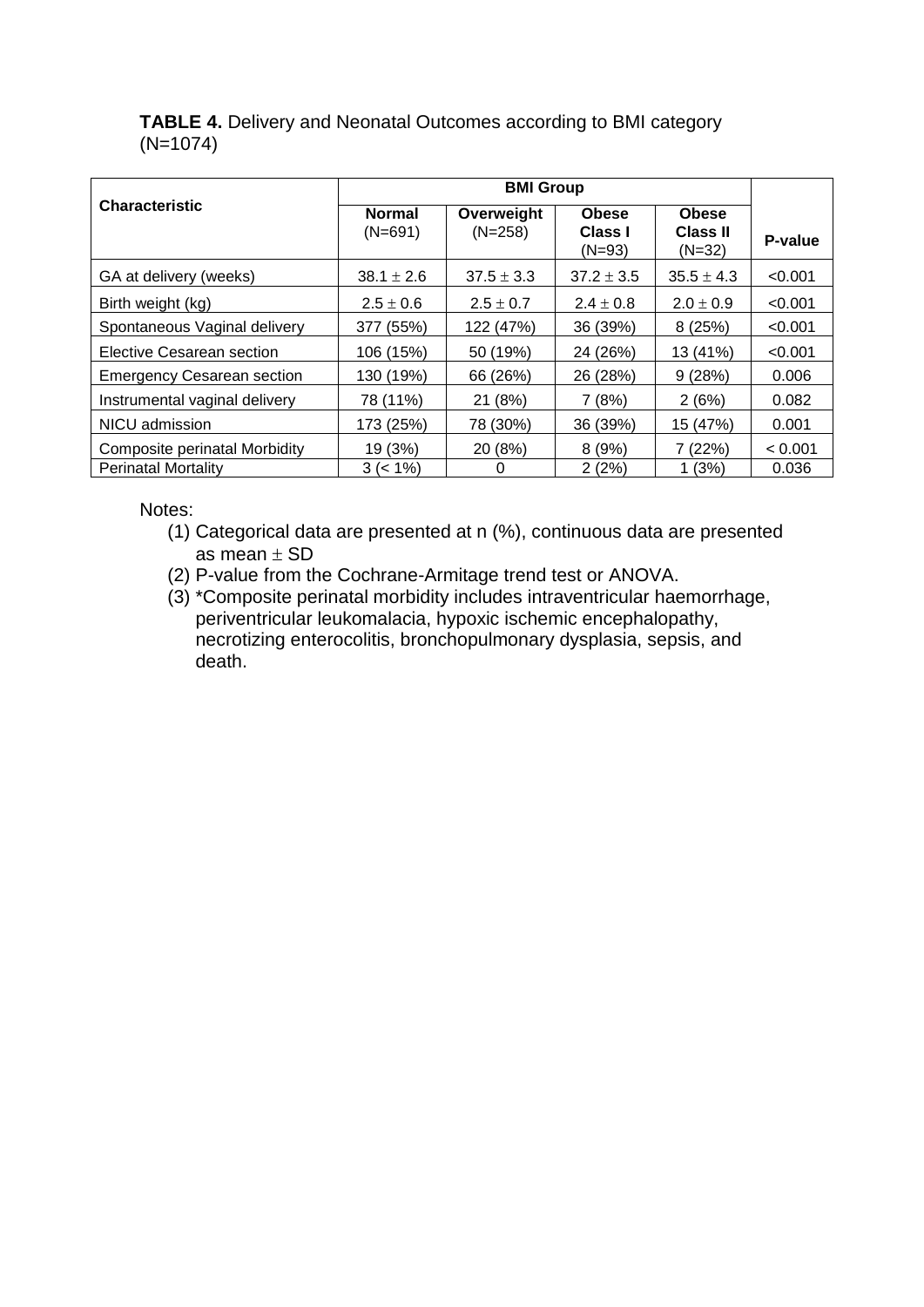**TABLE 4.** Delivery and Neonatal Outcomes according to BMI category (N=1074)

| Characteristic | BMI Group | | | | |
|---|---|---|---|---|---|
| | **Normal** (N=691) | **Overweight** (N=258) | **Obese Class I** (N=93) | **Obese Class II** (N=32) | **P-value** |
| GA at delivery (weeks) | $38.1 \pm 2.6$ | $37.5 \pm 3.3$ | $37.2 \pm 3.5$ | $35.5 \pm 4.3$ | <0.001 |
| Birth weight (kg) | $2.5 \pm 0.6$ | $2.5 \pm 0.7$ | $2.4 \pm 0.8$ | $2.0 \pm 0.9$ | <0.001 |
| Spontaneous Vaginal delivery | 377 (55%) | 122 (47%) | 36 (39%) | 8 (25%) | <0.001 |
| Elective Cesarean section | 106 (15%) | 50 (19%) | 24 (26%) | 13 (41%) | <0.001 |
| Emergency Cesarean section | 130 (19%) | 66 (26%) | 26 (28%) | 9 (28%) | 0.006 |
| Instrumental vaginal delivery | 78 (11%) | 21 (8%) | 7 (8%) | 2 (6%) | 0.082 |
| NICU admission | 173 (25%) | 78 (30%) | 36 (39%) | 15 (47%) | 0.001 |
| Composite perinatal Morbidity | 19 (3%) | 20 (8%) | 8 (9%) | 7 (22%) | < 0.001 |
| Perinatal Mortality | 3 (< 1%) | 0 | 2 (2%) | 1 (3%) | 0.036 |

Notes:

(1) Categorical data are presented at n (%), continuous data are presented as mean $\pm$ SD

(2) P-value from the Cochrane-Armitage trend test or ANOVA.

(3) *Composite perinatal morbidity includes intraventricular haemorrhage, periventricular leukomalacia, hypoxic ischemic encephalopathy, necrotizing enterocolitis, bronchopulmonary dysplasia, sepsis, and death.